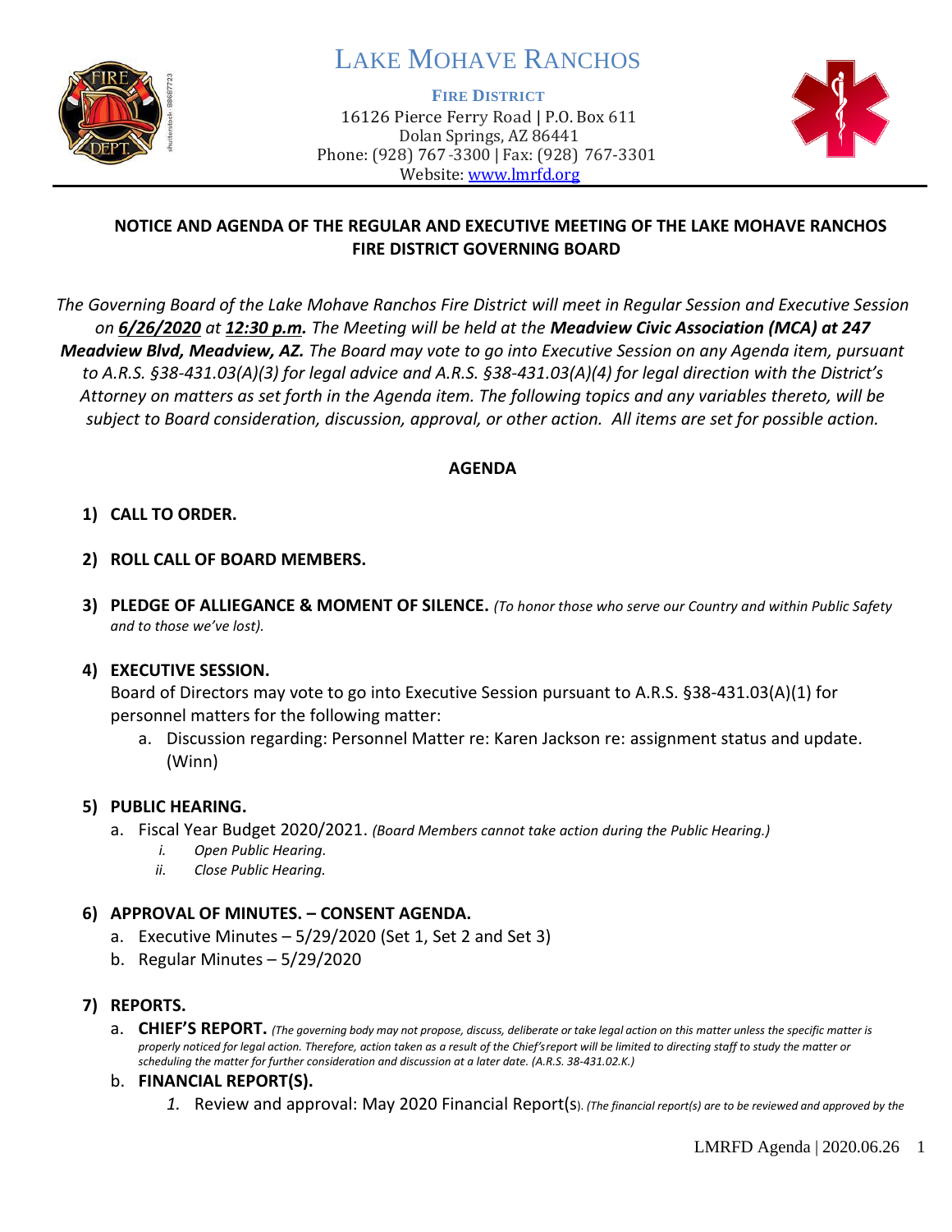# LAKE MOHAVE RANCHOS

**FIRE DISTRICT**

16126 Pierce Ferry Road | P.O. Box 611
Dolan Springs, AZ 86441
Phone: (928) 767-3300 | Fax: (928) 767-3301
Website: www.lmrfd.org

## NOTICE AND AGENDA OF THE REGULAR AND EXECUTIVE MEETING OF THE LAKE MOHAVE RANCHOS FIRE DISTRICT GOVERNING BOARD

*The Governing Board of the Lake Mohave Ranchos Fire District will meet in Regular Session and Executive Session on **6/26/2020** at **12:30 p.m.** The Meeting will be held at the **Meadview Civic Association (MCA) at 247 Meadview Blvd, Meadview, AZ.** The Board may vote to go into Executive Session on any Agenda item, pursuant to A.R.S. §38-431.03(A)(3) for legal advice and A.R.S. §38-431.03(A)(4) for legal direction with the District's Attorney on matters as set forth in the Agenda item. The following topics and any variables thereto, will be subject to Board consideration, discussion, approval, or other action. All items are set for possible action.*

### AGENDA

1) **CALL TO ORDER.**

2) **ROLL CALL OF BOARD MEMBERS.**

3) **PLEDGE OF ALLIEGANCE & MOMENT OF SILENCE.** *(To honor those who serve our Country and within Public Safety and to those we've lost).*

4) **EXECUTIVE SESSION.**
   Board of Directors may vote to go into Executive Session pursuant to A.R.S. §38-431.03(A)(1) for personnel matters for the following matter:
   a. Discussion regarding: Personnel Matter re: Karen Jackson re: assignment status and update. (Winn)

5) **PUBLIC HEARING.**
   a. Fiscal Year Budget 2020/2021. *(Board Members cannot take action during the Public Hearing.)*
      i. *Open Public Hearing.*
      ii. *Close Public Hearing.*

6) **APPROVAL OF MINUTES. – CONSENT AGENDA.**
   a. Executive Minutes – 5/29/2020 (Set 1, Set 2 and Set 3)
   b. Regular Minutes – 5/29/2020

7) **REPORTS.**
   a. **CHIEF'S REPORT.** *(The governing body may not propose, discuss, deliberate or take legal action on this matter unless the specific matter is properly noticed for legal action. Therefore, action taken as a result of the Chief's report will be limited to directing staff to study the matter or scheduling the matter for further consideration and discussion at a later date. (A.R.S. 38-431.02.K.)*
   b. **FINANCIAL REPORT(S).**
      1. Review and approval: May 2020 Financial Report(s). *(The financial report(s) are to be reviewed and approved by the*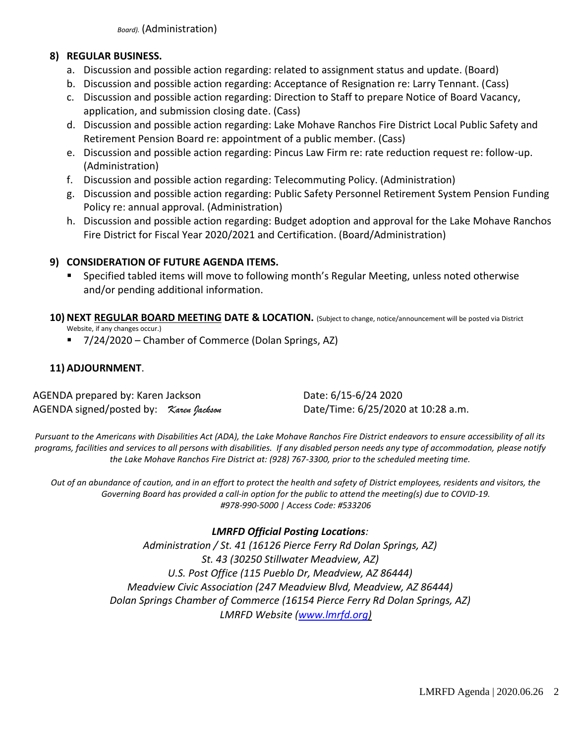*Board).* (Administration)

**8) REGULAR BUSINESS.**

a. Discussion and possible action regarding: related to assignment status and update. (Board)
b. Discussion and possible action regarding: Acceptance of Resignation re: Larry Tennant. (Cass)
c. Discussion and possible action regarding: Direction to Staff to prepare Notice of Board Vacancy, application, and submission closing date. (Cass)
d. Discussion and possible action regarding: Lake Mohave Ranchos Fire District Local Public Safety and Retirement Pension Board re: appointment of a public member. (Cass)
e. Discussion and possible action regarding: Pincus Law Firm re: rate reduction request re: follow-up. (Administration)
f. Discussion and possible action regarding: Telecommuting Policy. (Administration)
g. Discussion and possible action regarding: Public Safety Personnel Retirement System Pension Funding Policy re: annual approval. (Administration)
h. Discussion and possible action regarding: Budget adoption and approval for the Lake Mohave Ranchos Fire District for Fiscal Year 2020/2021 and Certification. (Board/Administration)

**9) CONSIDERATION OF FUTURE AGENDA ITEMS.**

- Specified tabled items will move to following month's Regular Meeting, unless noted otherwise and/or pending additional information.

**10) NEXT REGULAR BOARD MEETING DATE & LOCATION.** (Subject to change, notice/announcement will be posted via District Website, if any changes occur.)

- 7/24/2020 – Chamber of Commerce (Dolan Springs, AZ)

**11) ADJOURNMENT**.

AGENDA prepared by: Karen Jackson — Date: 6/15-6/24 2020
AGENDA signed/posted by: *Karen Jackson* — Date/Time: 6/25/2020 at 10:28 a.m.

*Pursuant to the Americans with Disabilities Act (ADA), the Lake Mohave Ranchos Fire District endeavors to ensure accessibility of all its programs, facilities and services to all persons with disabilities. If any disabled person needs any type of accommodation, please notify the Lake Mohave Ranchos Fire District at: (928) 767-3300, prior to the scheduled meeting time.*

*Out of an abundance of caution, and in an effort to protect the health and safety of District employees, residents and visitors, the Governing Board has provided a call-in option for the public to attend the meeting(s) due to COVID-19.*
*#978-990-5000 | Access Code: #533206*

***LMRFD Official Posting Locations:***

*Administration / St. 41 (16126 Pierce Ferry Rd Dolan Springs, AZ)*
*St. 43 (30250 Stillwater Meadview, AZ)*
*U.S. Post Office (115 Pueblo Dr, Meadview, AZ 86444)*
*Meadview Civic Association (247 Meadview Blvd, Meadview, AZ 86444)*
*Dolan Springs Chamber of Commerce (16154 Pierce Ferry Rd Dolan Springs, AZ)*
*LMRFD Website (www.lmrfd.org)*